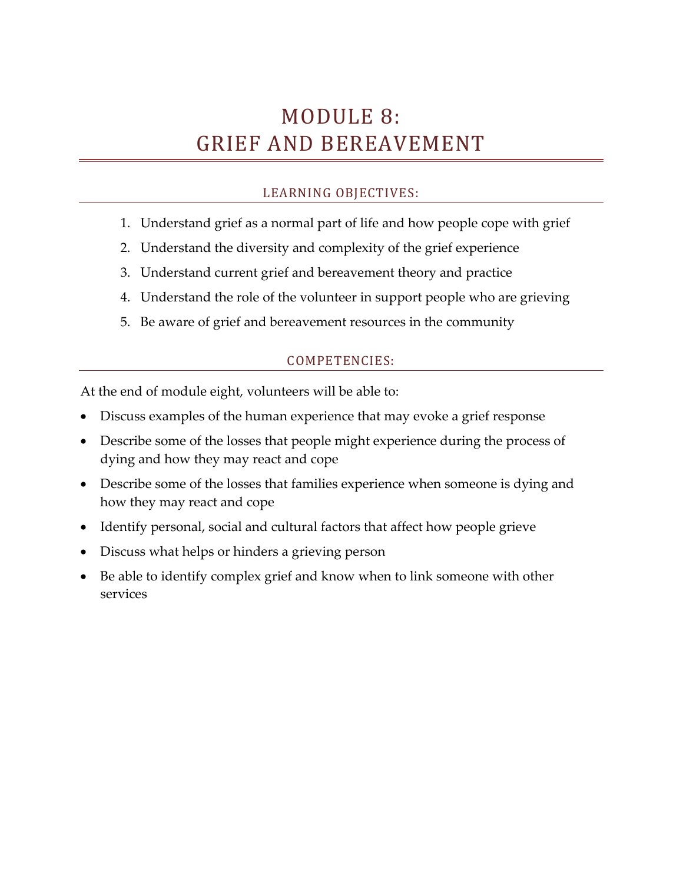# MODULE 8:
# GRIEF AND BEREAVEMENT

## LEARNING OBJECTIVES:

1. Understand grief as a normal part of life and how people cope with grief
2. Understand the diversity and complexity of the grief experience
3. Understand current grief and bereavement theory and practice
4. Understand the role of the volunteer in support people who are grieving
5. Be aware of grief and bereavement resources in the community

## COMPETENCIES:

At the end of module eight, volunteers will be able to:

- Discuss examples of the human experience that may evoke a grief response
- Describe some of the losses that people might experience during the process of dying and how they may react and cope
- Describe some of the losses that families experience when someone is dying and how they may react and cope
- Identify personal, social and cultural factors that affect how people grieve
- Discuss what helps or hinders a grieving person
- Be able to identify complex grief and know when to link someone with other services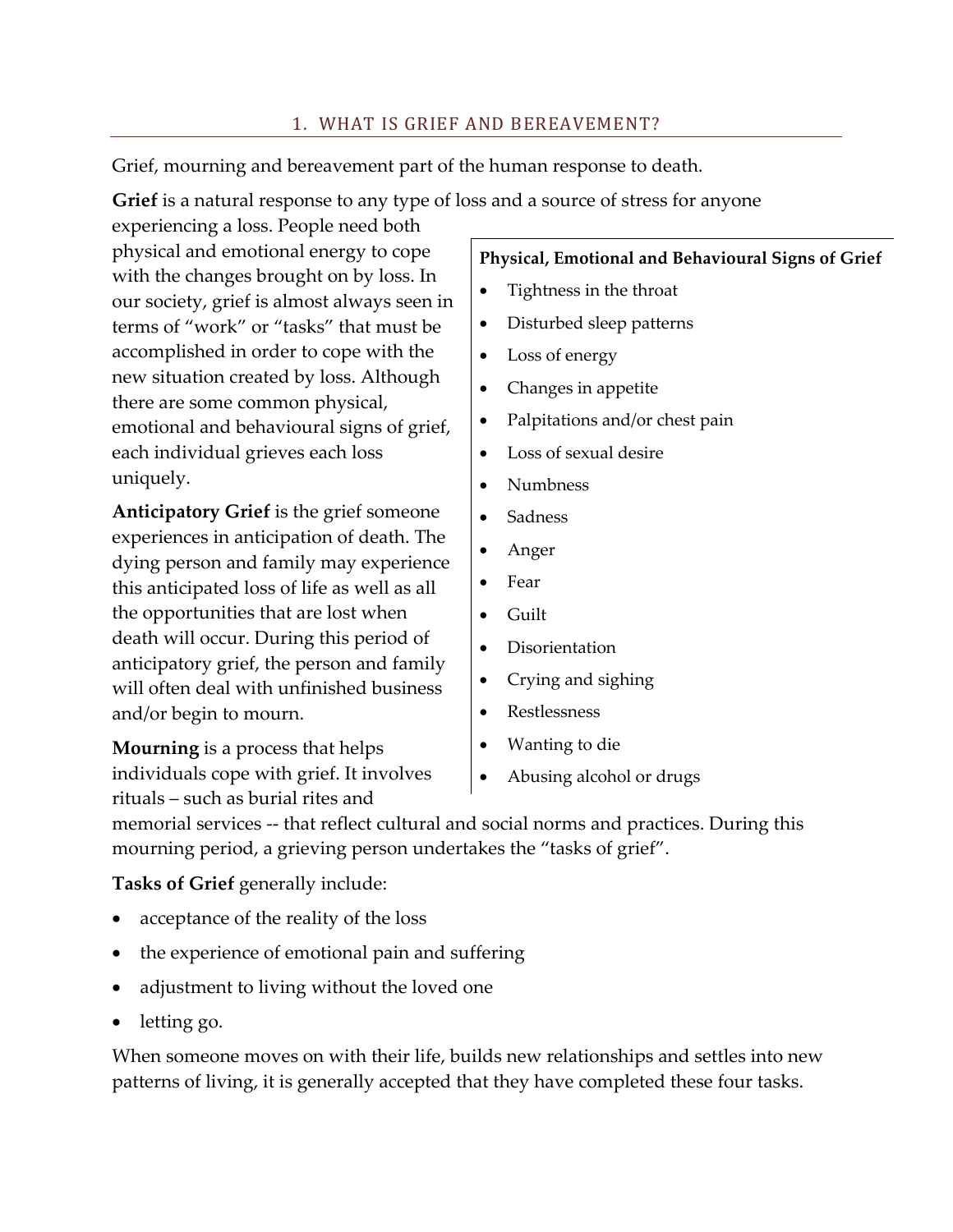## 1. WHAT IS GRIEF AND BEREAVEMENT?

Grief, mourning and bereavement part of the human response to death.

**Grief** is a natural response to any type of loss and a source of stress for anyone experiencing a loss. People need both physical and emotional energy to cope with the changes brought on by loss. In our society, grief is almost always seen in terms of "work" or "tasks" that must be accomplished in order to cope with the new situation created by loss. Although there are some common physical, emotional and behavioural signs of grief, each individual grieves each loss uniquely.

**Anticipatory Grief** is the grief someone experiences in anticipation of death. The dying person and family may experience this anticipated loss of life as well as all the opportunities that are lost when death will occur. During this period of anticipatory grief, the person and family will often deal with unfinished business and/or begin to mourn.

**Mourning** is a process that helps individuals cope with grief. It involves rituals – such as burial rites and memorial services -- that reflect cultural and social norms and practices. During this mourning period, a grieving person undertakes the "tasks of grief".

**Physical, Emotional and Behavioural Signs of Grief**

- Tightness in the throat
- Disturbed sleep patterns
- Loss of energy
- Changes in appetite
- Palpitations and/or chest pain
- Loss of sexual desire
- Numbness
- Sadness
- Anger
- Fear
- Guilt
- Disorientation
- Crying and sighing
- Restlessness
- Wanting to die
- Abusing alcohol or drugs

**Tasks of Grief** generally include:

- acceptance of the reality of the loss
- the experience of emotional pain and suffering
- adjustment to living without the loved one
- letting go.

When someone moves on with their life, builds new relationships and settles into new patterns of living, it is generally accepted that they have completed these four tasks.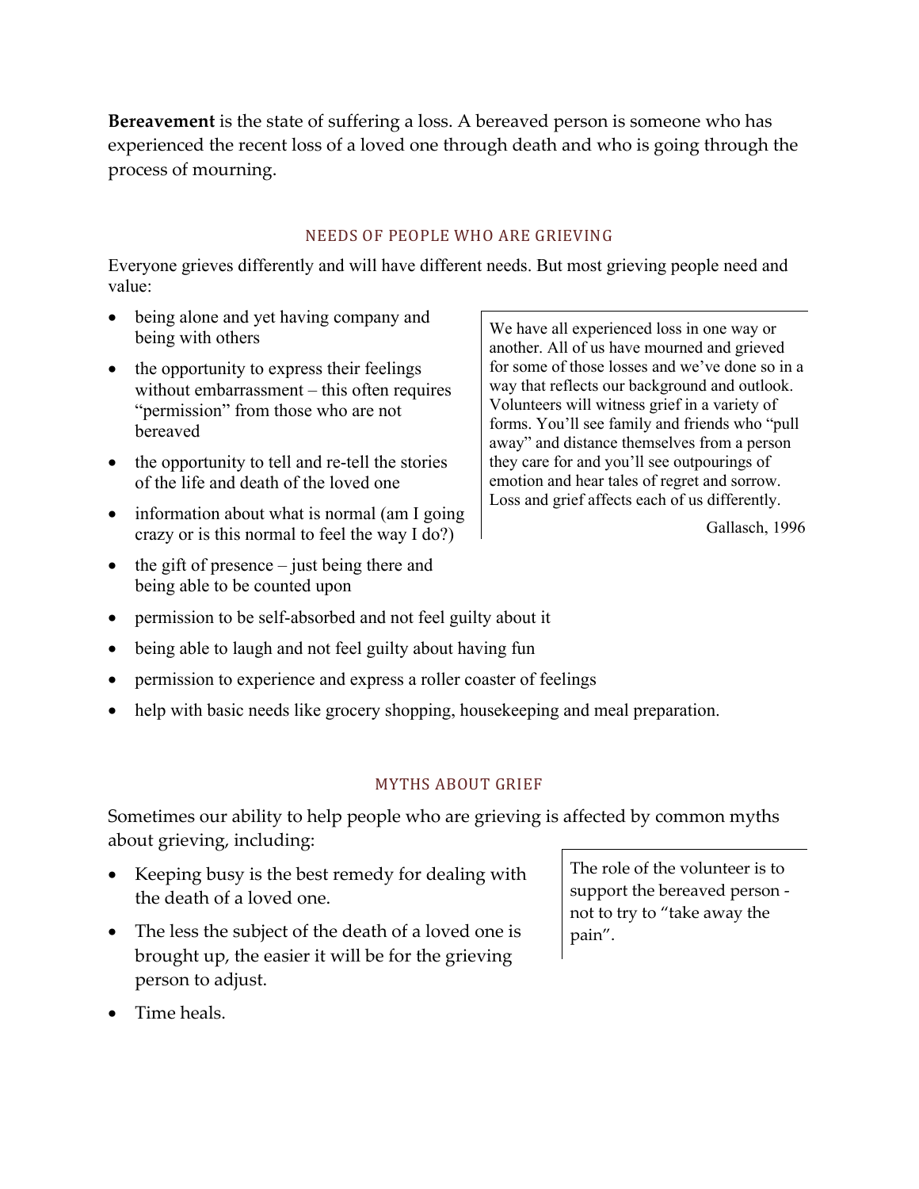**Bereavement** is the state of suffering a loss. A bereaved person is someone who has experienced the recent loss of a loved one through death and who is going through the process of mourning.

## NEEDS OF PEOPLE WHO ARE GRIEVING

Everyone grieves differently and will have different needs. But most grieving people need and value:

- being alone and yet having company and being with others
- the opportunity to express their feelings without embarrassment – this often requires "permission" from those who are not bereaved
- the opportunity to tell and re-tell the stories of the life and death of the loved one
- information about what is normal (am I going crazy or is this normal to feel the way I do?)
- the gift of presence – just being there and being able to be counted upon
- permission to be self-absorbed and not feel guilty about it
- being able to laugh and not feel guilty about having fun
- permission to experience and express a roller coaster of feelings
- help with basic needs like grocery shopping, housekeeping and meal preparation.

> We have all experienced loss in one way or another. All of us have mourned and grieved for some of those losses and we've done so in a way that reflects our background and outlook. Volunteers will witness grief in a variety of forms. You'll see family and friends who "pull away" and distance themselves from a person they care for and you'll see outpourings of emotion and hear tales of regret and sorrow. Loss and grief affects each of us differently.
>
> Gallasch, 1996

## MYTHS ABOUT GRIEF

Sometimes our ability to help people who are grieving is affected by common myths about grieving, including:

- Keeping busy is the best remedy for dealing with the death of a loved one.
- The less the subject of the death of a loved one is brought up, the easier it will be for the grieving person to adjust.
- Time heals.

> The role of the volunteer is to support the bereaved person - not to try to "take away the pain".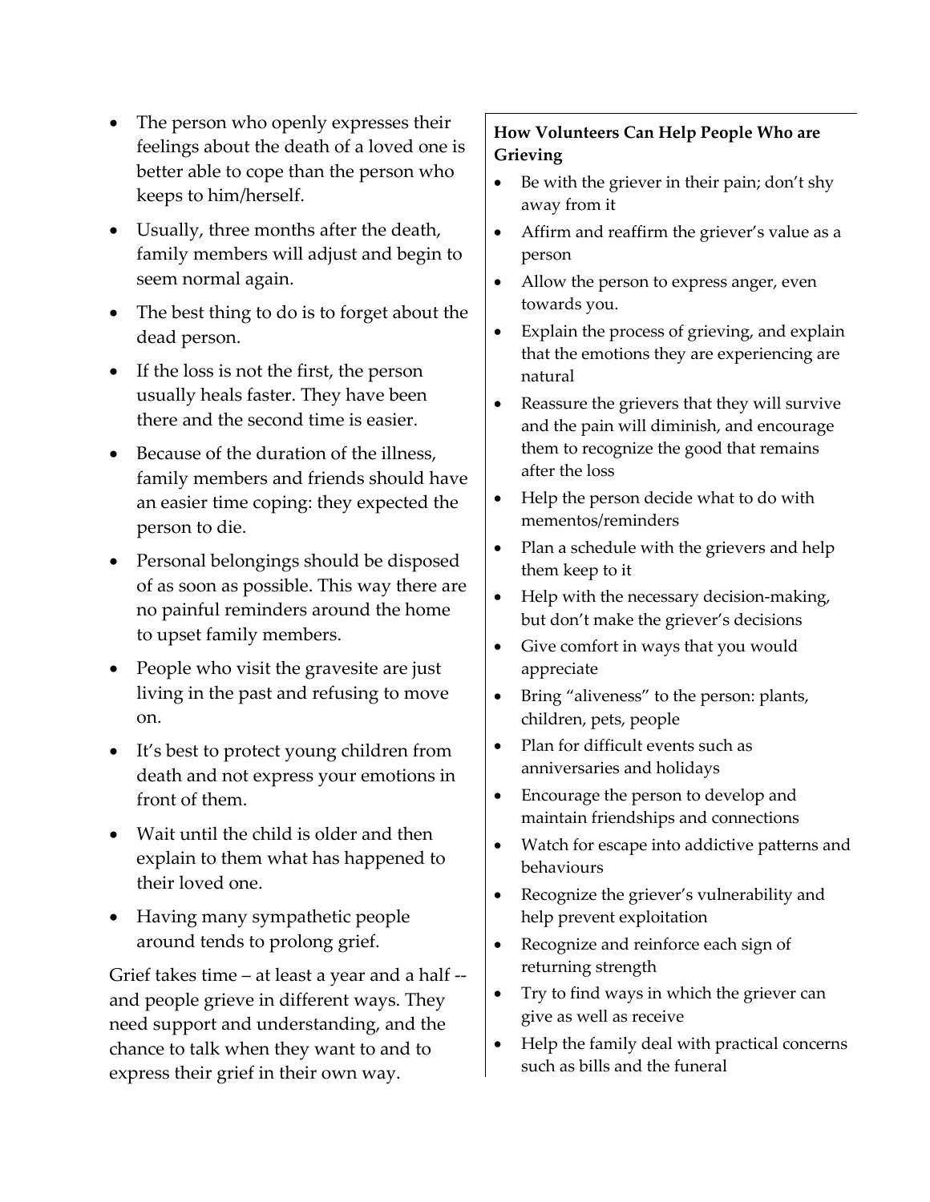- The person who openly expresses their feelings about the death of a loved one is better able to cope than the person who keeps to him/herself.
- Usually, three months after the death, family members will adjust and begin to seem normal again.
- The best thing to do is to forget about the dead person.
- If the loss is not the first, the person usually heals faster. They have been there and the second time is easier.
- Because of the duration of the illness, family members and friends should have an easier time coping: they expected the person to die.
- Personal belongings should be disposed of as soon as possible. This way there are no painful reminders around the home to upset family members.
- People who visit the gravesite are just living in the past and refusing to move on.
- It's best to protect young children from death and not express your emotions in front of them.
- Wait until the child is older and then explain to them what has happened to their loved one.
- Having many sympathetic people around tends to prolong grief.

Grief takes time – at least a year and a half -- and people grieve in different ways. They need support and understanding, and the chance to talk when they want to and to express their grief in their own way.

**How Volunteers Can Help People Who are Grieving**

- Be with the griever in their pain; don't shy away from it
- Affirm and reaffirm the griever's value as a person
- Allow the person to express anger, even towards you.
- Explain the process of grieving, and explain that the emotions they are experiencing are natural
- Reassure the grievers that they will survive and the pain will diminish, and encourage them to recognize the good that remains after the loss
- Help the person decide what to do with mementos/reminders
- Plan a schedule with the grievers and help them keep to it
- Help with the necessary decision-making, but don't make the griever's decisions
- Give comfort in ways that you would appreciate
- Bring "aliveness" to the person: plants, children, pets, people
- Plan for difficult events such as anniversaries and holidays
- Encourage the person to develop and maintain friendships and connections
- Watch for escape into addictive patterns and behaviours
- Recognize the griever's vulnerability and help prevent exploitation
- Recognize and reinforce each sign of returning strength
- Try to find ways in which the griever can give as well as receive
- Help the family deal with practical concerns such as bills and the funeral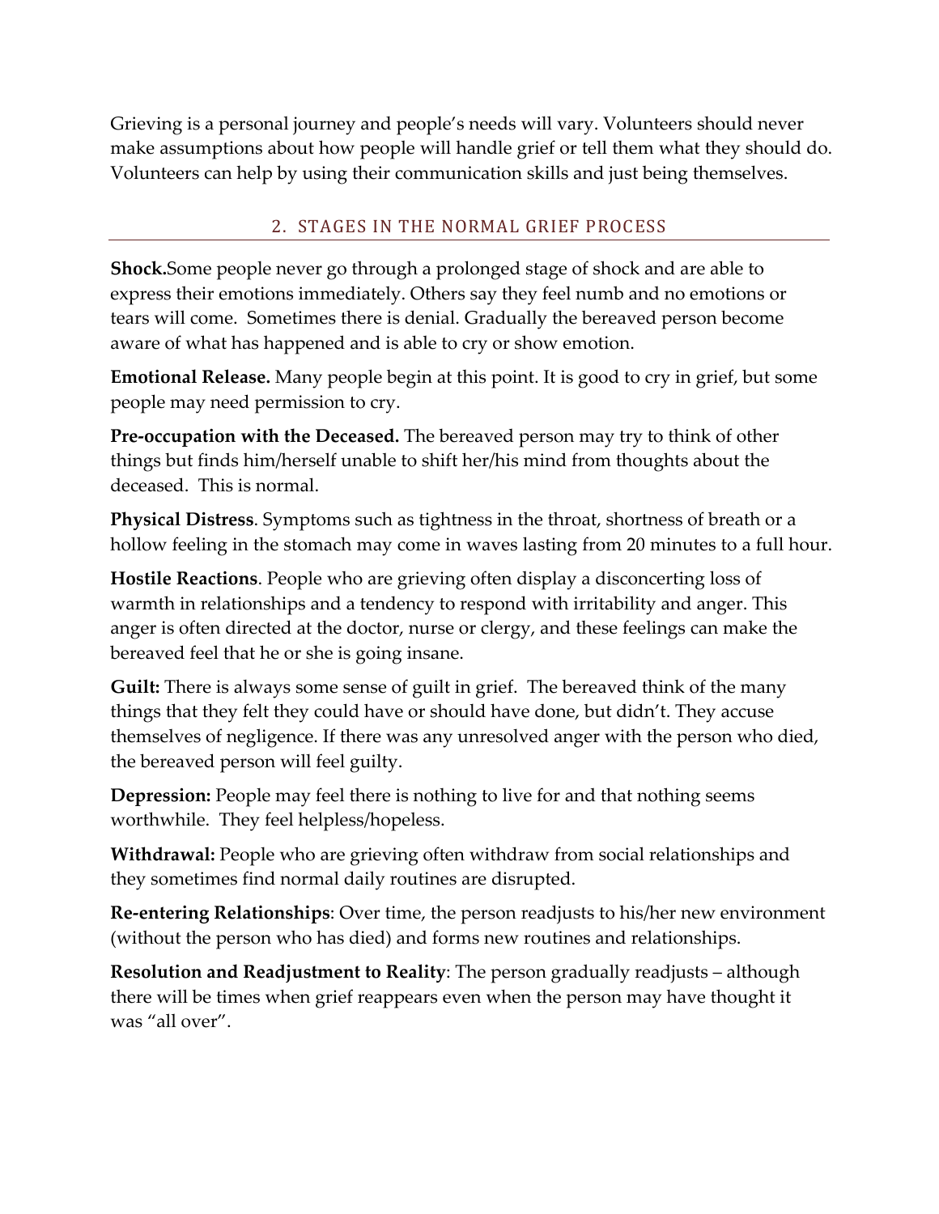Grieving is a personal journey and people's needs will vary. Volunteers should never make assumptions about how people will handle grief or tell them what they should do. Volunteers can help by using their communication skills and just being themselves.

## 2. STAGES IN THE NORMAL GRIEF PROCESS

**Shock.**Some people never go through a prolonged stage of shock and are able to express their emotions immediately. Others say they feel numb and no emotions or tears will come. Sometimes there is denial. Gradually the bereaved person become aware of what has happened and is able to cry or show emotion.

**Emotional Release.** Many people begin at this point. It is good to cry in grief, but some people may need permission to cry.

**Pre-occupation with the Deceased.** The bereaved person may try to think of other things but finds him/herself unable to shift her/his mind from thoughts about the deceased. This is normal.

**Physical Distress**. Symptoms such as tightness in the throat, shortness of breath or a hollow feeling in the stomach may come in waves lasting from 20 minutes to a full hour.

**Hostile Reactions**. People who are grieving often display a disconcerting loss of warmth in relationships and a tendency to respond with irritability and anger. This anger is often directed at the doctor, nurse or clergy, and these feelings can make the bereaved feel that he or she is going insane.

**Guilt:** There is always some sense of guilt in grief. The bereaved think of the many things that they felt they could have or should have done, but didn't. They accuse themselves of negligence. If there was any unresolved anger with the person who died, the bereaved person will feel guilty.

**Depression:** People may feel there is nothing to live for and that nothing seems worthwhile. They feel helpless/hopeless.

**Withdrawal:** People who are grieving often withdraw from social relationships and they sometimes find normal daily routines are disrupted.

**Re-entering Relationships**: Over time, the person readjusts to his/her new environment (without the person who has died) and forms new routines and relationships.

**Resolution and Readjustment to Reality**: The person gradually readjusts – although there will be times when grief reappears even when the person may have thought it was "all over".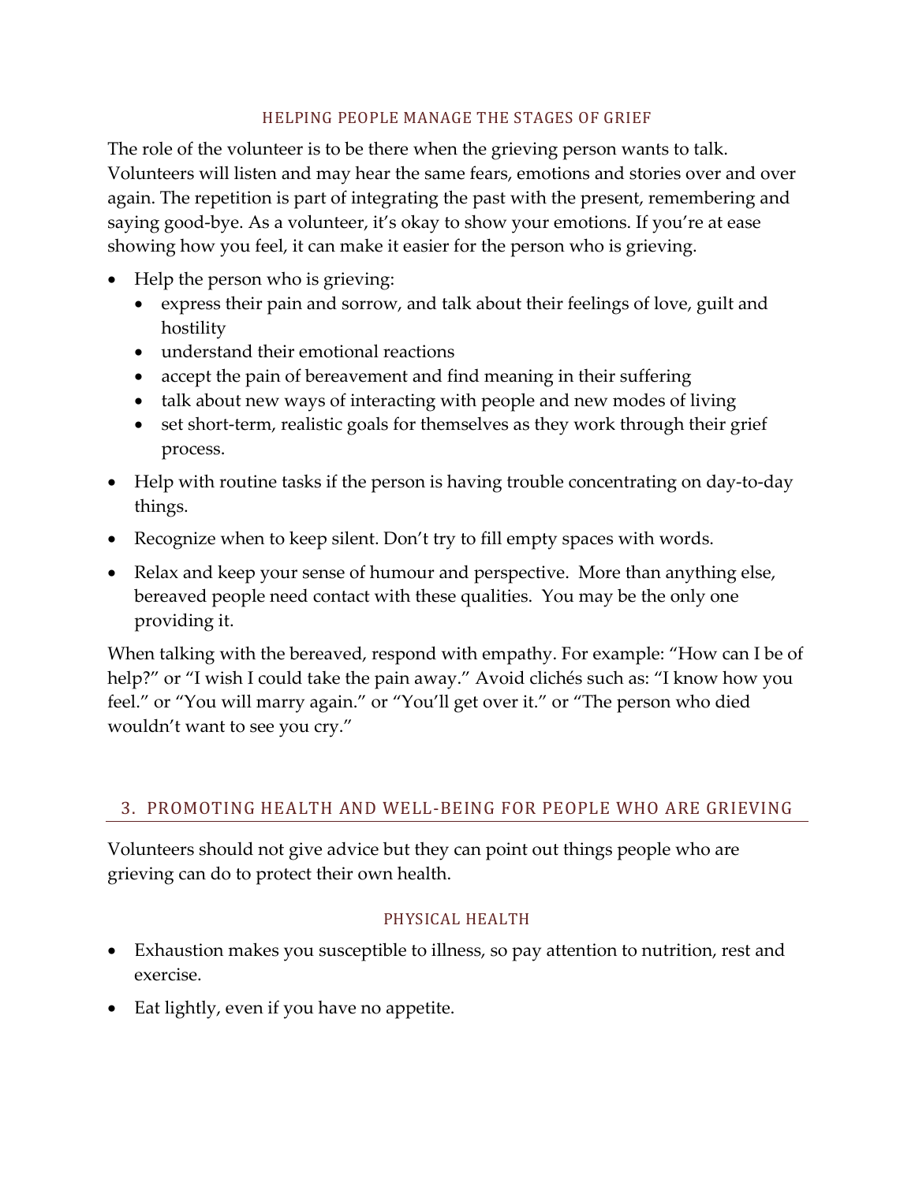### HELPING PEOPLE MANAGE THE STAGES OF GRIEF

The role of the volunteer is to be there when the grieving person wants to talk. Volunteers will listen and may hear the same fears, emotions and stories over and over again. The repetition is part of integrating the past with the present, remembering and saying good-bye. As a volunteer, it's okay to show your emotions. If you're at ease showing how you feel, it can make it easier for the person who is grieving.

- Help the person who is grieving:
  - express their pain and sorrow, and talk about their feelings of love, guilt and hostility
  - understand their emotional reactions
  - accept the pain of bereavement and find meaning in their suffering
  - talk about new ways of interacting with people and new modes of living
  - set short-term, realistic goals for themselves as they work through their grief process.
- Help with routine tasks if the person is having trouble concentrating on day-to-day things.
- Recognize when to keep silent. Don't try to fill empty spaces with words.
- Relax and keep your sense of humour and perspective. More than anything else, bereaved people need contact with these qualities. You may be the only one providing it.

When talking with the bereaved, respond with empathy. For example: "How can I be of help?" or "I wish I could take the pain away." Avoid clichés such as: "I know how you feel." or "You will marry again." or "You'll get over it." or "The person who died wouldn't want to see you cry."

## 3. PROMOTING HEALTH AND WELL-BEING FOR PEOPLE WHO ARE GRIEVING

Volunteers should not give advice but they can point out things people who are grieving can do to protect their own health.

### PHYSICAL HEALTH

- Exhaustion makes you susceptible to illness, so pay attention to nutrition, rest and exercise.
- Eat lightly, even if you have no appetite.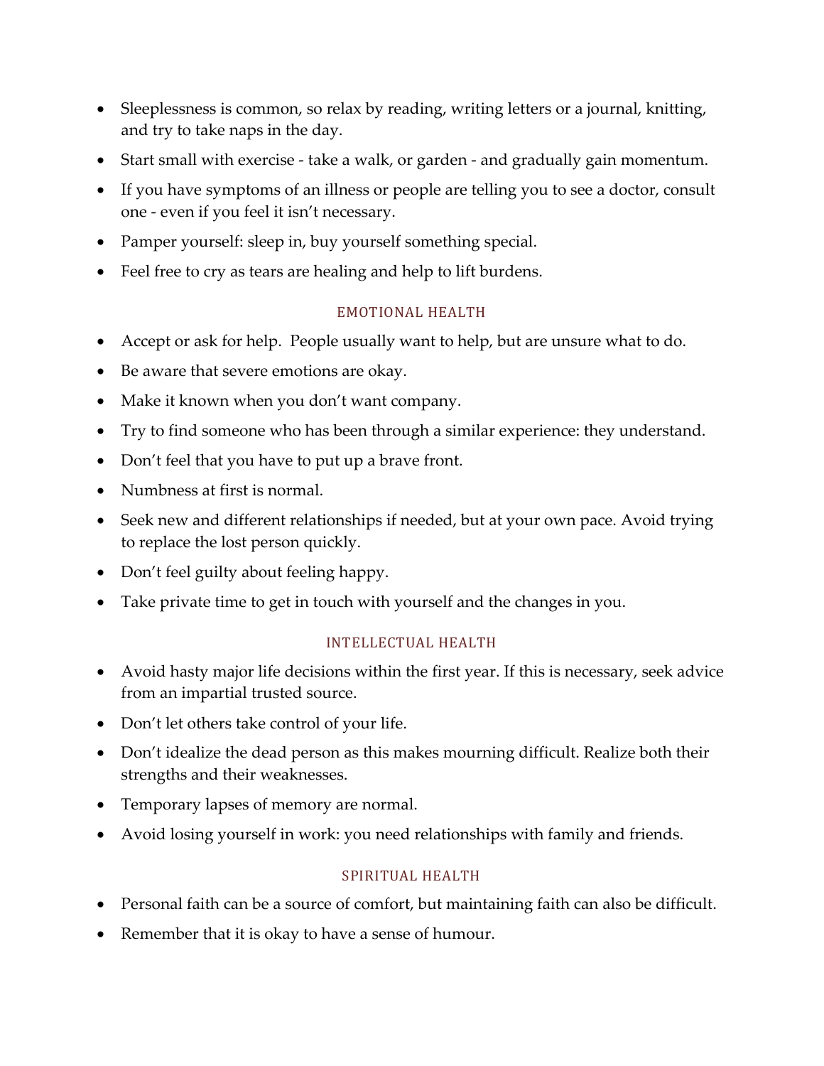- Sleeplessness is common, so relax by reading, writing letters or a journal, knitting, and try to take naps in the day.
- Start small with exercise - take a walk, or garden - and gradually gain momentum.
- If you have symptoms of an illness or people are telling you to see a doctor, consult one - even if you feel it isn't necessary.
- Pamper yourself: sleep in, buy yourself something special.
- Feel free to cry as tears are healing and help to lift burdens.

## EMOTIONAL HEALTH

- Accept or ask for help. People usually want to help, but are unsure what to do.
- Be aware that severe emotions are okay.
- Make it known when you don't want company.
- Try to find someone who has been through a similar experience: they understand.
- Don't feel that you have to put up a brave front.
- Numbness at first is normal.
- Seek new and different relationships if needed, but at your own pace. Avoid trying to replace the lost person quickly.
- Don't feel guilty about feeling happy.
- Take private time to get in touch with yourself and the changes in you.

## INTELLECTUAL HEALTH

- Avoid hasty major life decisions within the first year. If this is necessary, seek advice from an impartial trusted source.
- Don't let others take control of your life.
- Don't idealize the dead person as this makes mourning difficult. Realize both their strengths and their weaknesses.
- Temporary lapses of memory are normal.
- Avoid losing yourself in work: you need relationships with family and friends.

## SPIRITUAL HEALTH

- Personal faith can be a source of comfort, but maintaining faith can also be difficult.
- Remember that it is okay to have a sense of humour.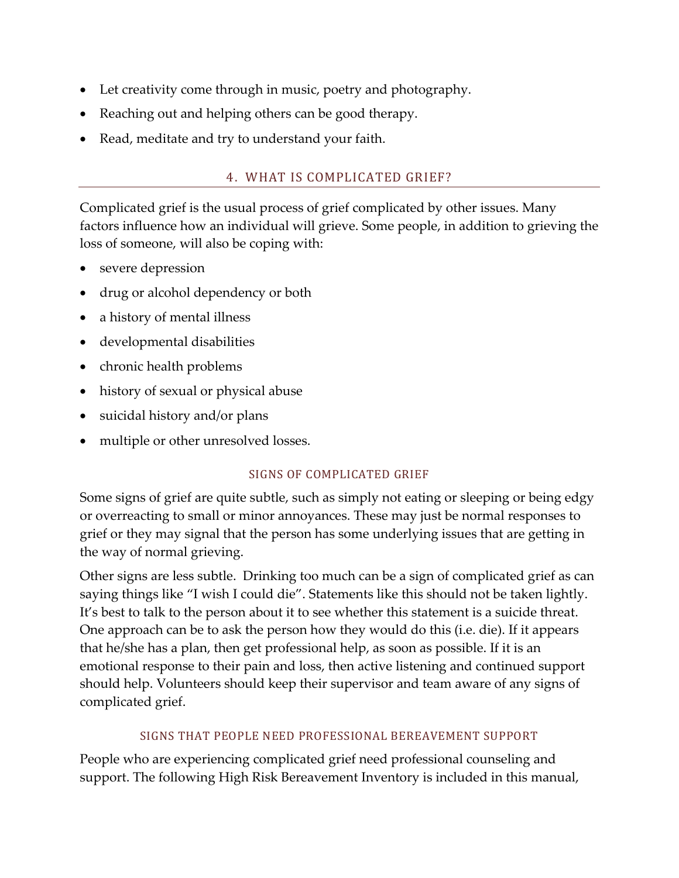- Let creativity come through in music, poetry and photography.
- Reaching out and helping others can be good therapy.
- Read, meditate and try to understand your faith.

## 4. WHAT IS COMPLICATED GRIEF?

Complicated grief is the usual process of grief complicated by other issues. Many factors influence how an individual will grieve. Some people, in addition to grieving the loss of someone, will also be coping with:

- severe depression
- drug or alcohol dependency or both
- a history of mental illness
- developmental disabilities
- chronic health problems
- history of sexual or physical abuse
- suicidal history and/or plans
- multiple or other unresolved losses.

### SIGNS OF COMPLICATED GRIEF

Some signs of grief are quite subtle, such as simply not eating or sleeping or being edgy or overreacting to small or minor annoyances. These may just be normal responses to grief or they may signal that the person has some underlying issues that are getting in the way of normal grieving.

Other signs are less subtle. Drinking too much can be a sign of complicated grief as can saying things like "I wish I could die". Statements like this should not be taken lightly. It's best to talk to the person about it to see whether this statement is a suicide threat. One approach can be to ask the person how they would do this (i.e. die). If it appears that he/she has a plan, then get professional help, as soon as possible. If it is an emotional response to their pain and loss, then active listening and continued support should help. Volunteers should keep their supervisor and team aware of any signs of complicated grief.

### SIGNS THAT PEOPLE NEED PROFESSIONAL BEREAVEMENT SUPPORT

People who are experiencing complicated grief need professional counseling and support. The following High Risk Bereavement Inventory is included in this manual,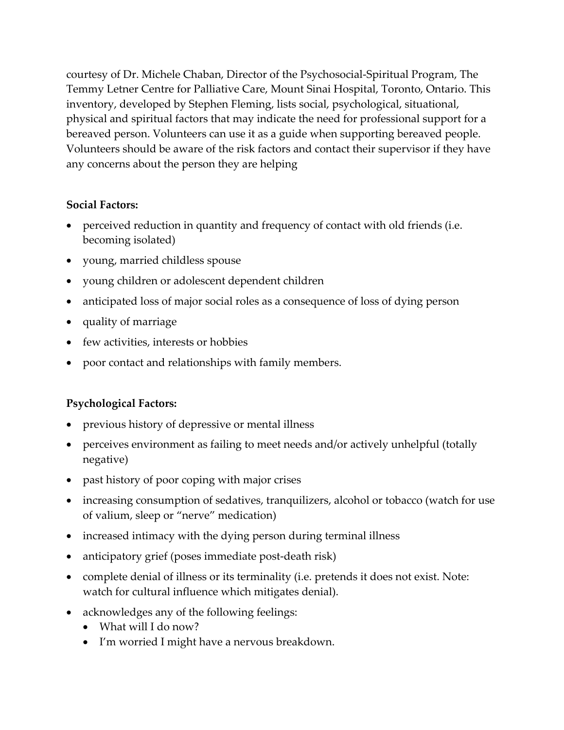courtesy of Dr. Michele Chaban, Director of the Psychosocial-Spiritual Program, The Temmy Letner Centre for Palliative Care, Mount Sinai Hospital, Toronto, Ontario. This inventory, developed by Stephen Fleming, lists social, psychological, situational, physical and spiritual factors that may indicate the need for professional support for a bereaved person. Volunteers can use it as a guide when supporting bereaved people. Volunteers should be aware of the risk factors and contact their supervisor if they have any concerns about the person they are helping

**Social Factors:**

- perceived reduction in quantity and frequency of contact with old friends (i.e. becoming isolated)
- young, married childless spouse
- young children or adolescent dependent children
- anticipated loss of major social roles as a consequence of loss of dying person
- quality of marriage
- few activities, interests or hobbies
- poor contact and relationships with family members.

**Psychological Factors:**

- previous history of depressive or mental illness
- perceives environment as failing to meet needs and/or actively unhelpful (totally negative)
- past history of poor coping with major crises
- increasing consumption of sedatives, tranquilizers, alcohol or tobacco (watch for use of valium, sleep or "nerve" medication)
- increased intimacy with the dying person during terminal illness
- anticipatory grief (poses immediate post-death risk)
- complete denial of illness or its terminality (i.e. pretends it does not exist. Note: watch for cultural influence which mitigates denial).
- acknowledges any of the following feelings:
  - What will I do now?
  - I'm worried I might have a nervous breakdown.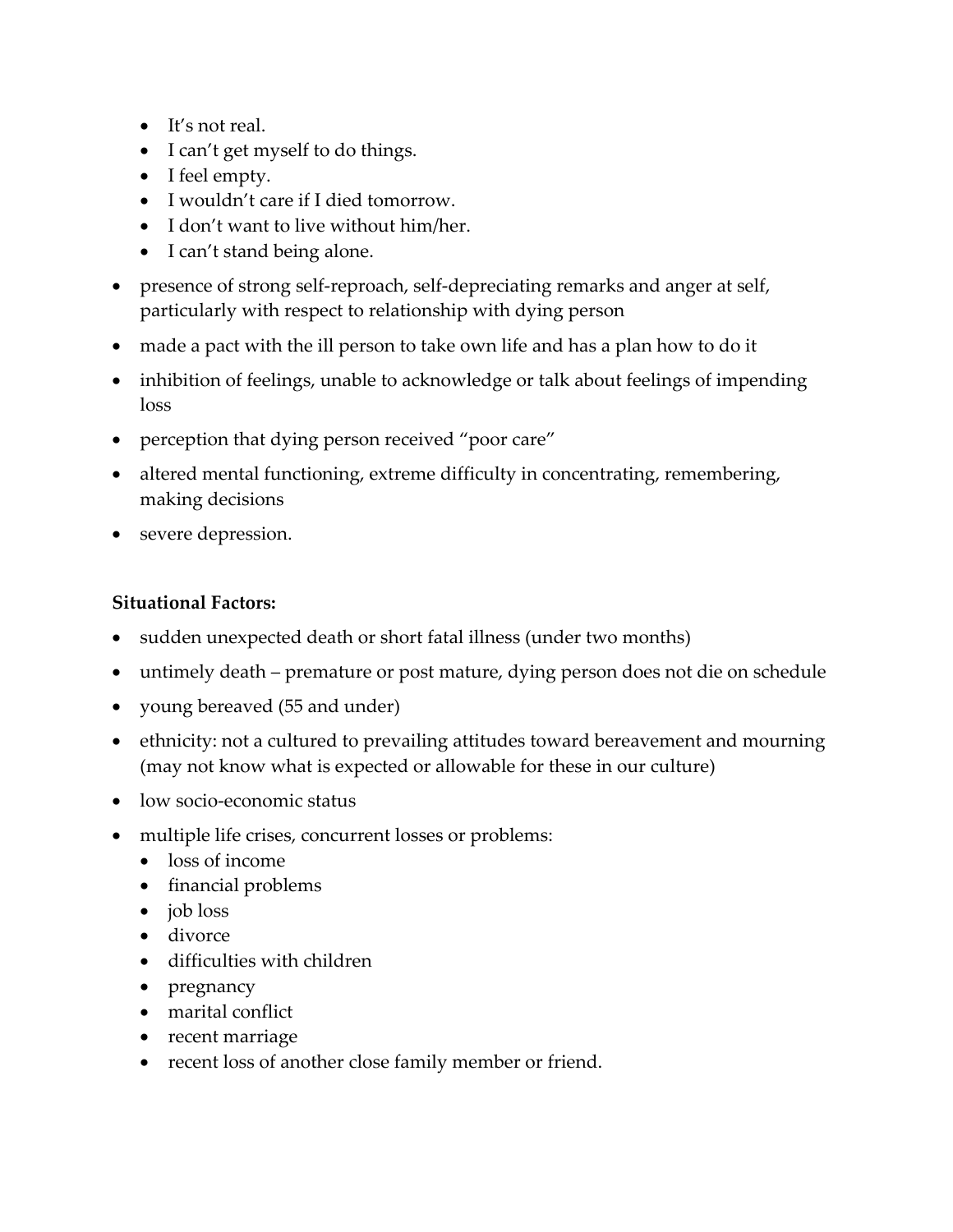- It's not real.
- I can't get myself to do things.
- I feel empty.
- I wouldn't care if I died tomorrow.
- I don't want to live without him/her.
- I can't stand being alone.

- presence of strong self-reproach, self-depreciating remarks and anger at self, particularly with respect to relationship with dying person
- made a pact with the ill person to take own life and has a plan how to do it
- inhibition of feelings, unable to acknowledge or talk about feelings of impending loss
- perception that dying person received "poor care"
- altered mental functioning, extreme difficulty in concentrating, remembering, making decisions
- severe depression.

**Situational Factors:**

- sudden unexpected death or short fatal illness (under two months)
- untimely death – premature or post mature, dying person does not die on schedule
- young bereaved (55 and under)
- ethnicity: not a cultured to prevailing attitudes toward bereavement and mourning (may not know what is expected or allowable for these in our culture)
- low socio-economic status
- multiple life crises, concurrent losses or problems:
  - loss of income
  - financial problems
  - job loss
  - divorce
  - difficulties with children
  - pregnancy
  - marital conflict
  - recent marriage
  - recent loss of another close family member or friend.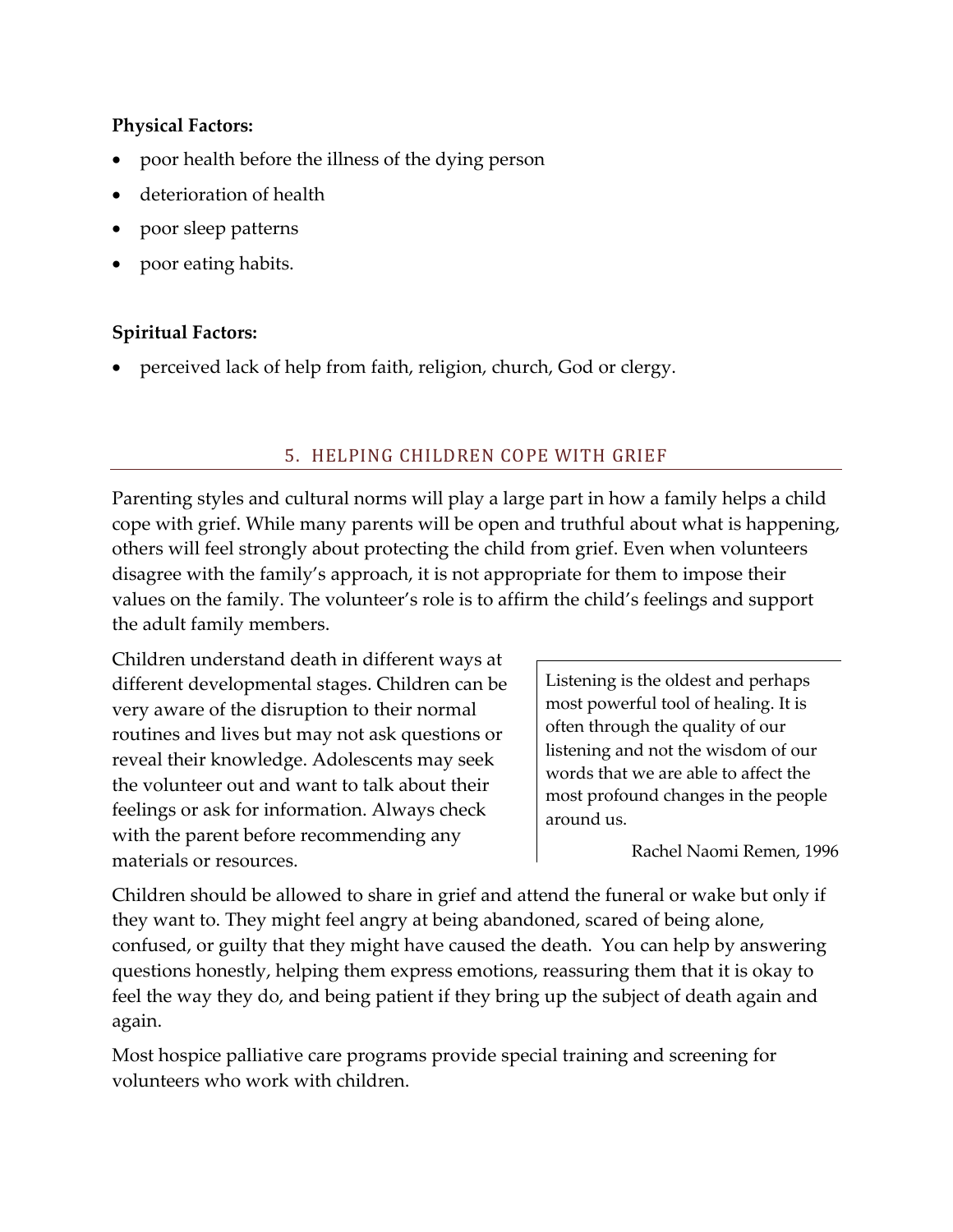**Physical Factors:**

- poor health before the illness of the dying person
- deterioration of health
- poor sleep patterns
- poor eating habits.

**Spiritual Factors:**

- perceived lack of help from faith, religion, church, God or clergy.

## 5. HELPING CHILDREN COPE WITH GRIEF

Parenting styles and cultural norms will play a large part in how a family helps a child cope with grief. While many parents will be open and truthful about what is happening, others will feel strongly about protecting the child from grief. Even when volunteers disagree with the family's approach, it is not appropriate for them to impose their values on the family. The volunteer's role is to affirm the child's feelings and support the adult family members.

Children understand death in different ways at different developmental stages. Children can be very aware of the disruption to their normal routines and lives but may not ask questions or reveal their knowledge. Adolescents may seek the volunteer out and want to talk about their feelings or ask for information. Always check with the parent before recommending any materials or resources.

> Listening is the oldest and perhaps most powerful tool of healing. It is often through the quality of our listening and not the wisdom of our words that we are able to affect the most profound changes in the people around us.
>
> Rachel Naomi Remen, 1996

Children should be allowed to share in grief and attend the funeral or wake but only if they want to. They might feel angry at being abandoned, scared of being alone, confused, or guilty that they might have caused the death. You can help by answering questions honestly, helping them express emotions, reassuring them that it is okay to feel the way they do, and being patient if they bring up the subject of death again and again.

Most hospice palliative care programs provide special training and screening for volunteers who work with children.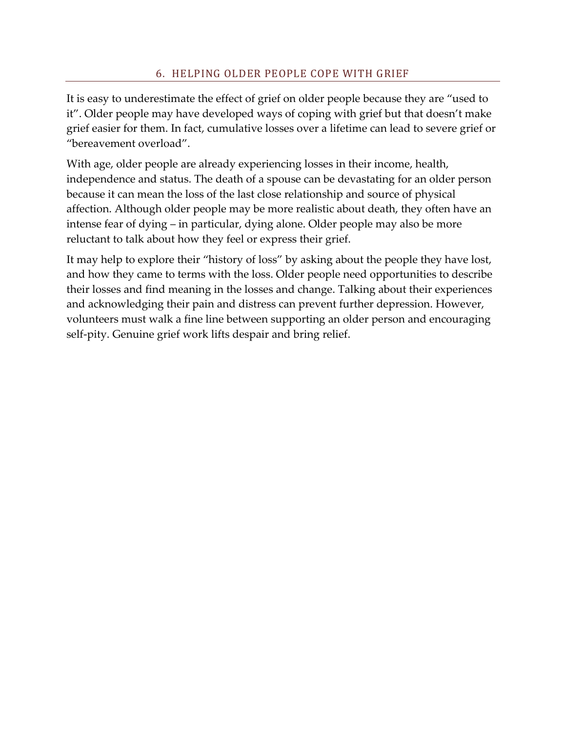## 6. HELPING OLDER PEOPLE COPE WITH GRIEF

It is easy to underestimate the effect of grief on older people because they are "used to it". Older people may have developed ways of coping with grief but that doesn't make grief easier for them. In fact, cumulative losses over a lifetime can lead to severe grief or "bereavement overload".

With age, older people are already experiencing losses in their income, health, independence and status. The death of a spouse can be devastating for an older person because it can mean the loss of the last close relationship and source of physical affection. Although older people may be more realistic about death, they often have an intense fear of dying – in particular, dying alone. Older people may also be more reluctant to talk about how they feel or express their grief.

It may help to explore their "history of loss" by asking about the people they have lost, and how they came to terms with the loss. Older people need opportunities to describe their losses and find meaning in the losses and change. Talking about their experiences and acknowledging their pain and distress can prevent further depression. However, volunteers must walk a fine line between supporting an older person and encouraging self-pity. Genuine grief work lifts despair and bring relief.